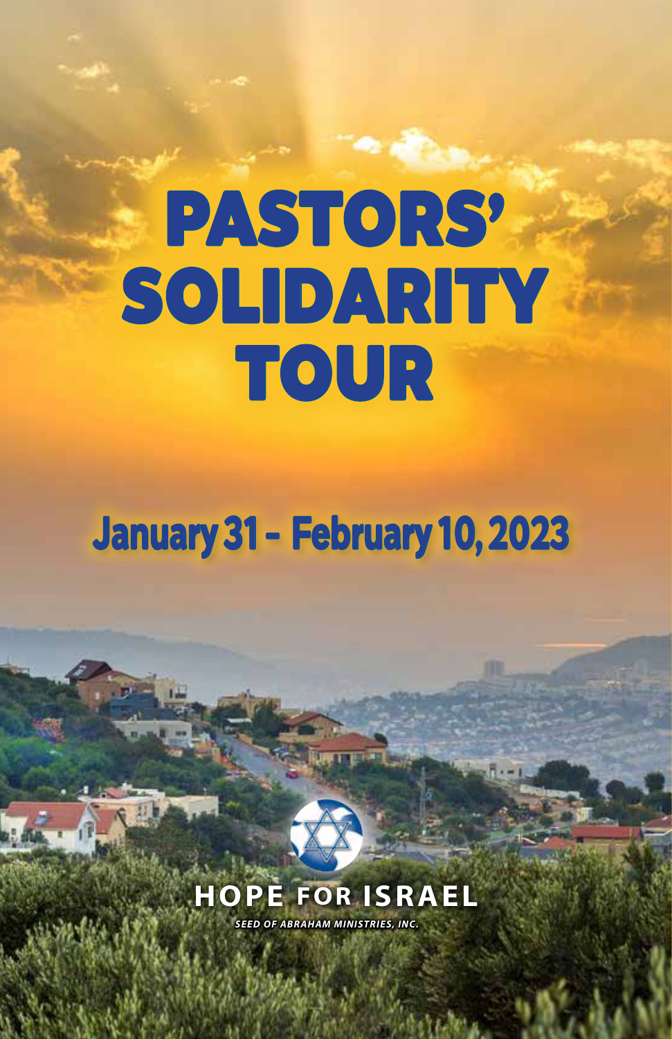# PASTORS' SOLIDARITY TOUR

## January 31 - February 10, 2023

**HOPE FOR ISRAEL**

***SEED OF ABRAHAM MINISTRIES, INC.***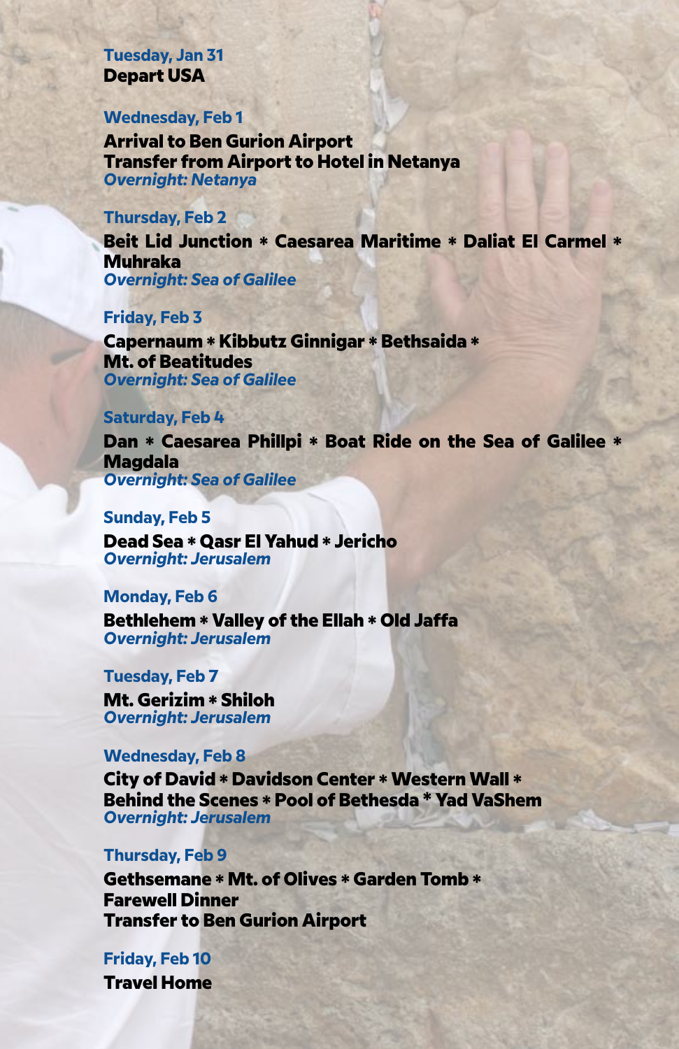**Tuesday, Jan 31**
**Depart USA**

**Wednesday, Feb 1**
**Arrival to Ben Gurion Airport**
**Transfer from Airport to Hotel in Netanya**
*Overnight: Netanya*

**Thursday, Feb 2**
**Beit Lid Junction * Caesarea Maritime * Daliat El Carmel * Muhraka**
*Overnight: Sea of Galilee*

**Friday, Feb 3**
**Capernaum * Kibbutz Ginnigar * Bethsaida * Mt. of Beatitudes**
*Overnight: Sea of Galilee*

**Saturday, Feb 4**
**Dan * Caesarea Phillpi * Boat Ride on the Sea of Galilee * Magdala**
*Overnight: Sea of Galilee*

**Sunday, Feb 5**
**Dead Sea * Qasr El Yahud * Jericho**
*Overnight: Jerusalem*

**Monday, Feb 6**
**Bethlehem * Valley of the Ellah * Old Jaffa**
*Overnight: Jerusalem*

**Tuesday, Feb 7**
**Mt. Gerizim * Shiloh**
*Overnight: Jerusalem*

**Wednesday, Feb 8**
**City of David * Davidson Center * Western Wall * Behind the Scenes * Pool of Bethesda * Yad VaShem**
*Overnight: Jerusalem*

**Thursday, Feb 9**
**Gethsemane * Mt. of Olives * Garden Tomb * Farewell Dinner**
**Transfer to Ben Gurion Airport**

**Friday, Feb 10**
**Travel Home**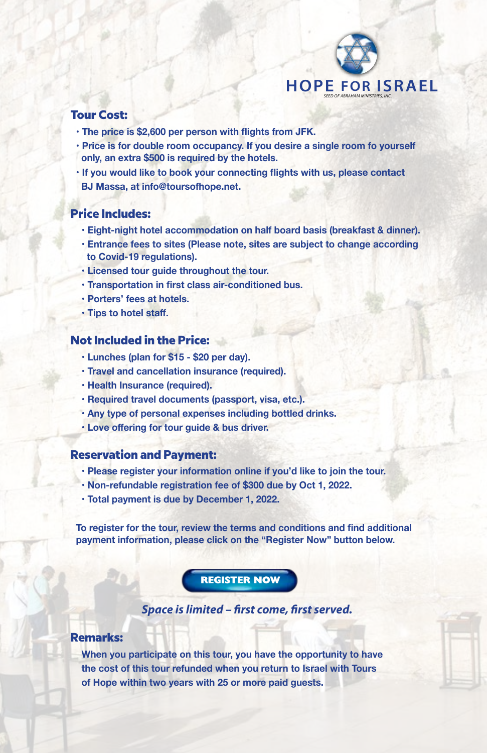HOPE FOR ISRAEL

SEED OF ABRAHAM MINISTRIES, INC.

## Tour Cost:

- The price is $2,600 per person with flights from JFK.
- Price is for double room occupancy. If you desire a single room fo yourself only, an extra $500 is required by the hotels.
- If you would like to book your connecting flights with us, please contact BJ Massa, at info@toursofhope.net.

## Price Includes:

- Eight-night hotel accommodation on half board basis (breakfast & dinner).
- Entrance fees to sites (Please note, sites are subject to change according to Covid-19 regulations).
- Licensed tour guide throughout the tour.
- Transportation in first class air-conditioned bus.
- Porters' fees at hotels.
- Tips to hotel staff.

## Not Included in the Price:

- Lunches (plan for $15 - $20 per day).
- Travel and cancellation insurance (required).
- Health Insurance (required).
- Required travel documents (passport, visa, etc.).
- Any type of personal expenses including bottled drinks.
- Love offering for tour guide & bus driver.

## Reservation and Payment:

- Please register your information online if you'd like to join the tour.
- Non-refundable registration fee of $300 due by Oct 1, 2022.
- Total payment is due by December 1, 2022.

To register for the tour, review the terms and conditions and find additional payment information, please click on the "Register Now" button below.

REGISTER NOW

*Space is limited – first come, first served.*

## Remarks:

When you participate on this tour, you have the opportunity to have the cost of this tour refunded when you return to Israel with Tours of Hope within two years with 25 or more paid guests.